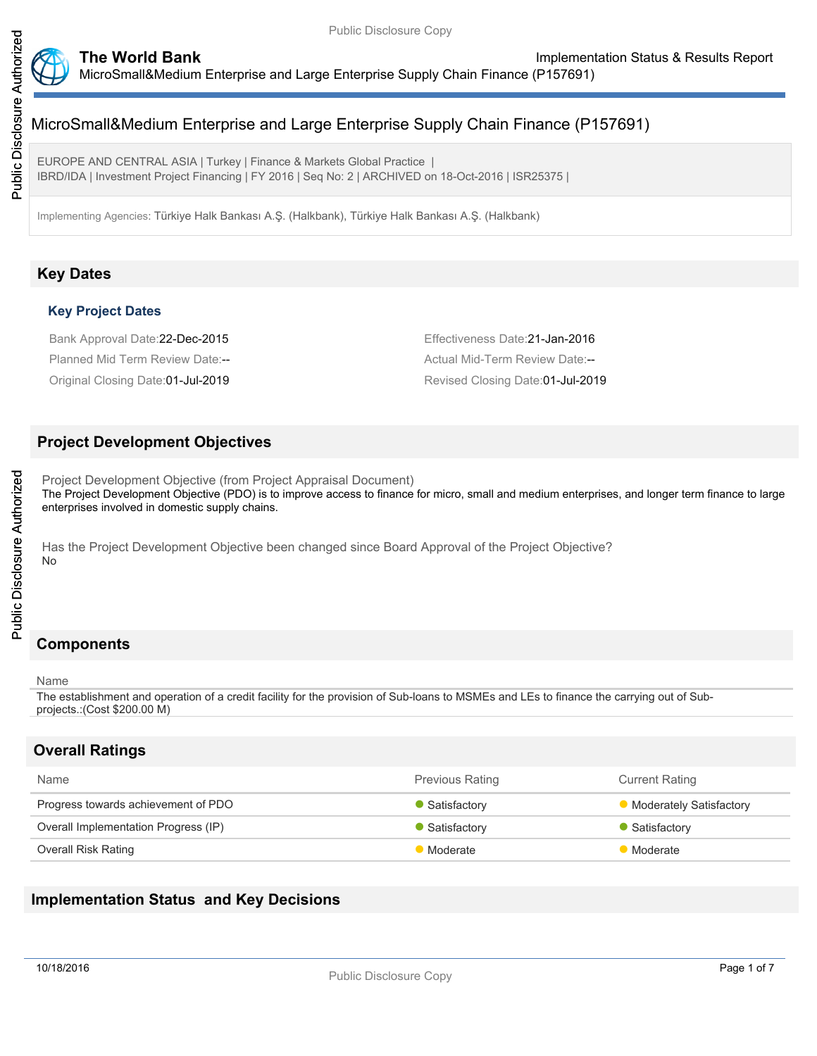# MicroSmall&Medium Enterprise and Large Enterprise Supply Chain Finance (P157691)

EUROPE AND CENTRAL ASIA | Turkey | Finance & Markets Global Practice | IBRD/IDA | Investment Project Financing | FY 2016 | Seq No: 2 | ARCHIVED on 18-Oct-2016 | ISR25375 |

Implementing Agencies: Türkiye Halk Bankası A.Ş. (Halkbank), Türkiye Halk Bankası A.Ş. (Halkbank)

## Key Dates

### Key Project Dates

Bank Approval Date:22-Dec-2015

Effectiveness Date:21-Jan-2016

Planned Mid Term Review Date:--

Actual Mid-Term Review Date:--

Original Closing Date:01-Jul-2019

Revised Closing Date:01-Jul-2019

## Project Development Objectives

Project Development Objective (from Project Appraisal Document)

The Project Development Objective (PDO) is to improve access to finance for micro, small and medium enterprises, and longer term finance to large enterprises involved in domestic supply chains.

Has the Project Development Objective been changed since Board Approval of the Project Objective?

No

## Components

| Name |
|---|
| The establishment and operation of a credit facility for the provision of Sub-loans to MSMEs and LEs to finance the carrying out of Sub-projects.:(Cost $200.00 M) |

## Overall Ratings

| Name | Previous Rating | Current Rating |
|---|---|---|
| Progress towards achievement of PDO | Satisfactory | Moderately Satisfactory |
| Overall Implementation Progress (IP) | Satisfactory | Satisfactory |
| Overall Risk Rating | Moderate | Moderate |

## Implementation Status and Key Decisions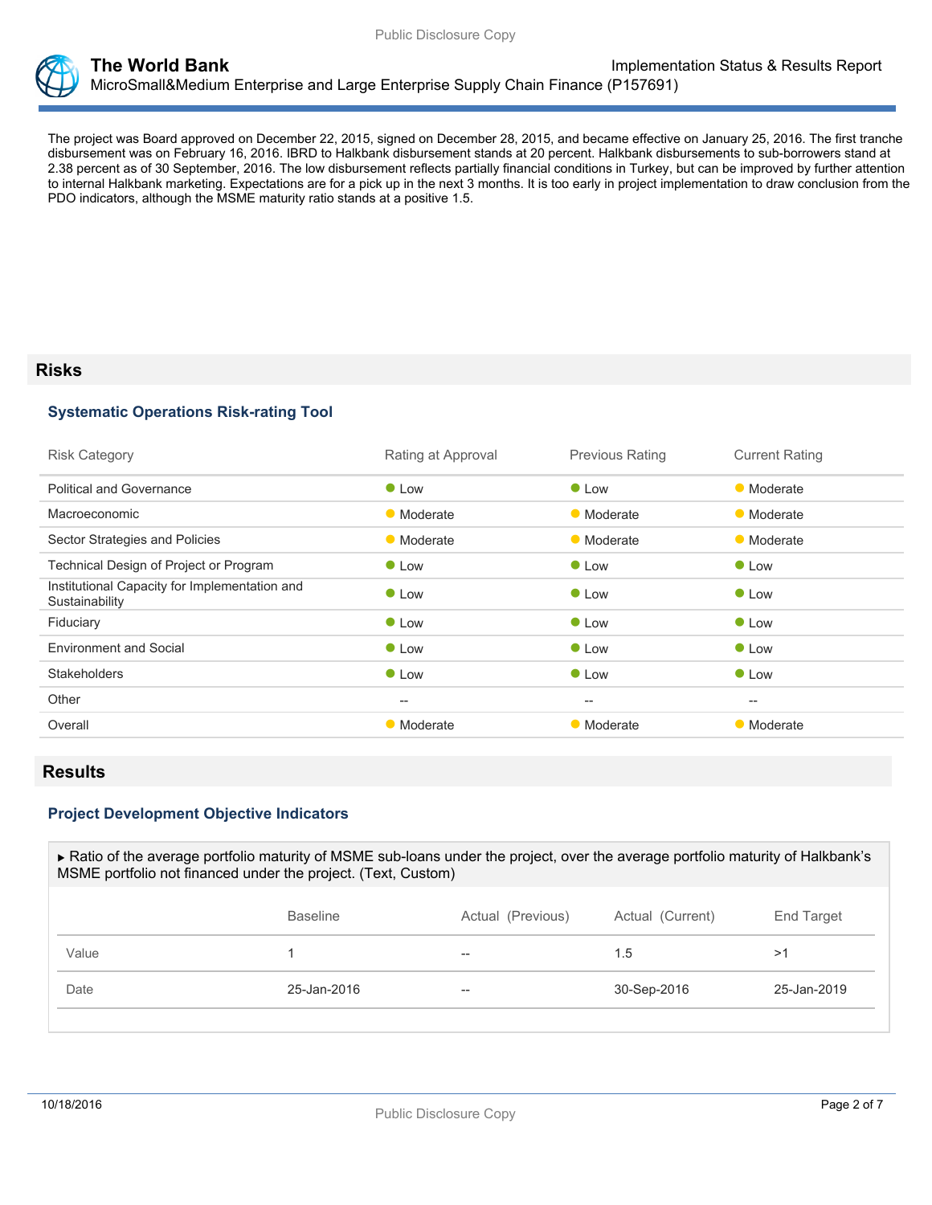The project was Board approved on December 22, 2015, signed on December 28, 2015, and became effective on January 25, 2016. The first tranche disbursement was on February 16, 2016. IBRD to Halkbank disbursement stands at 20 percent. Halkbank disbursements to sub-borrowers stand at 2.38 percent as of 30 September, 2016. The low disbursement reflects partially financial conditions in Turkey, but can be improved by further attention to internal Halkbank marketing. Expectations are for a pick up in the next 3 months. It is too early in project implementation to draw conclusion from the PDO indicators, although the MSME maturity ratio stands at a positive 1.5.

## Risks

### Systematic Operations Risk-rating Tool

| Risk Category | Rating at Approval | Previous Rating | Current Rating |
|---|---|---|---|
| Political and Governance | Low | Low | Moderate |
| Macroeconomic | Moderate | Moderate | Moderate |
| Sector Strategies and Policies | Moderate | Moderate | Moderate |
| Technical Design of Project or Program | Low | Low | Low |
| Institutional Capacity for Implementation and Sustainability | Low | Low | Low |
| Fiduciary | Low | Low | Low |
| Environment and Social | Low | Low | Low |
| Stakeholders | Low | Low | Low |
| Other | -- | -- | -- |
| Overall | Moderate | Moderate | Moderate |

## Results

### Project Development Objective Indicators

▶ Ratio of the average portfolio maturity of MSME sub-loans under the project, over the average portfolio maturity of Halkbank's MSME portfolio not financed under the project. (Text, Custom)

| | Baseline | Actual (Previous) | Actual (Current) | End Target |
|---|---|---|---|---|
| Value | 1 | -- | 1.5 | >1 |
| Date | 25-Jan-2016 | -- | 30-Sep-2016 | 25-Jan-2019 |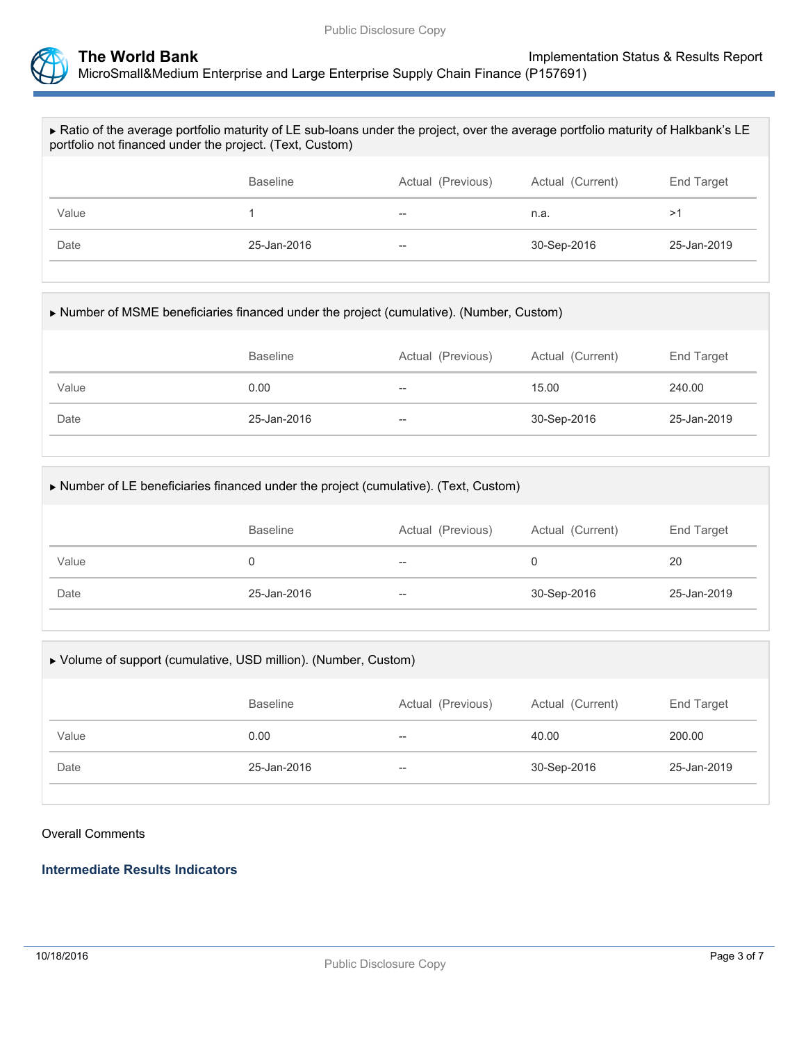▸ Ratio of the average portfolio maturity of LE sub-loans under the project, over the average portfolio maturity of Halkbank's LE portfolio not financed under the project. (Text, Custom)

| | Baseline | Actual (Previous) | Actual (Current) | End Target |
|---|---|---|---|---|
| Value | 1 | -- | n.a. | >1 |
| Date | 25-Jan-2016 | -- | 30-Sep-2016 | 25-Jan-2019 |

▸ Number of MSME beneficiaries financed under the project (cumulative). (Number, Custom)

| | Baseline | Actual (Previous) | Actual (Current) | End Target |
|---|---|---|---|---|
| Value | 0.00 | -- | 15.00 | 240.00 |
| Date | 25-Jan-2016 | -- | 30-Sep-2016 | 25-Jan-2019 |

▸ Number of LE beneficiaries financed under the project (cumulative). (Text, Custom)

| | Baseline | Actual (Previous) | Actual (Current) | End Target |
|---|---|---|---|---|
| Value | 0 | -- | 0 | 20 |
| Date | 25-Jan-2016 | -- | 30-Sep-2016 | 25-Jan-2019 |

▸ Volume of support (cumulative, USD million). (Number, Custom)

| | Baseline | Actual (Previous) | Actual (Current) | End Target |
|---|---|---|---|---|
| Value | 0.00 | -- | 40.00 | 200.00 |
| Date | 25-Jan-2016 | -- | 30-Sep-2016 | 25-Jan-2019 |

Overall Comments

### Intermediate Results Indicators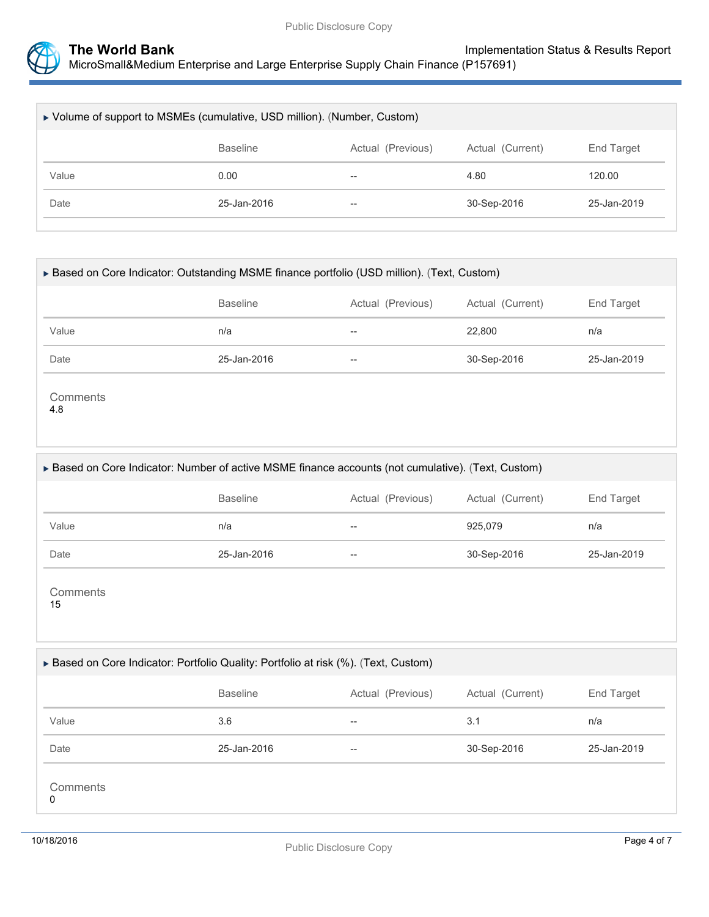### ▶ Volume of support to MSMEs (cumulative, USD million). (Number, Custom)

| | Baseline | Actual (Previous) | Actual (Current) | End Target |
|---|---|---|---|---|
| Value | 0.00 | -- | 4.80 | 120.00 |
| Date | 25-Jan-2016 | -- | 30-Sep-2016 | 25-Jan-2019 |

### ▶ Based on Core Indicator: Outstanding MSME finance portfolio (USD million). (Text, Custom)

| | Baseline | Actual (Previous) | Actual (Current) | End Target |
|---|---|---|---|---|
| Value | n/a | -- | 22,800 | n/a |
| Date | 25-Jan-2016 | -- | 30-Sep-2016 | 25-Jan-2019 |

Comments
4.8

### ▶ Based on Core Indicator: Number of active MSME finance accounts (not cumulative). (Text, Custom)

| | Baseline | Actual (Previous) | Actual (Current) | End Target |
|---|---|---|---|---|
| Value | n/a | -- | 925,079 | n/a |
| Date | 25-Jan-2016 | -- | 30-Sep-2016 | 25-Jan-2019 |

Comments
15

### ▶ Based on Core Indicator: Portfolio Quality: Portfolio at risk (%). (Text, Custom)

| | Baseline | Actual (Previous) | Actual (Current) | End Target |
|---|---|---|---|---|
| Value | 3.6 | -- | 3.1 | n/a |
| Date | 25-Jan-2016 | -- | 30-Sep-2016 | 25-Jan-2019 |

Comments
0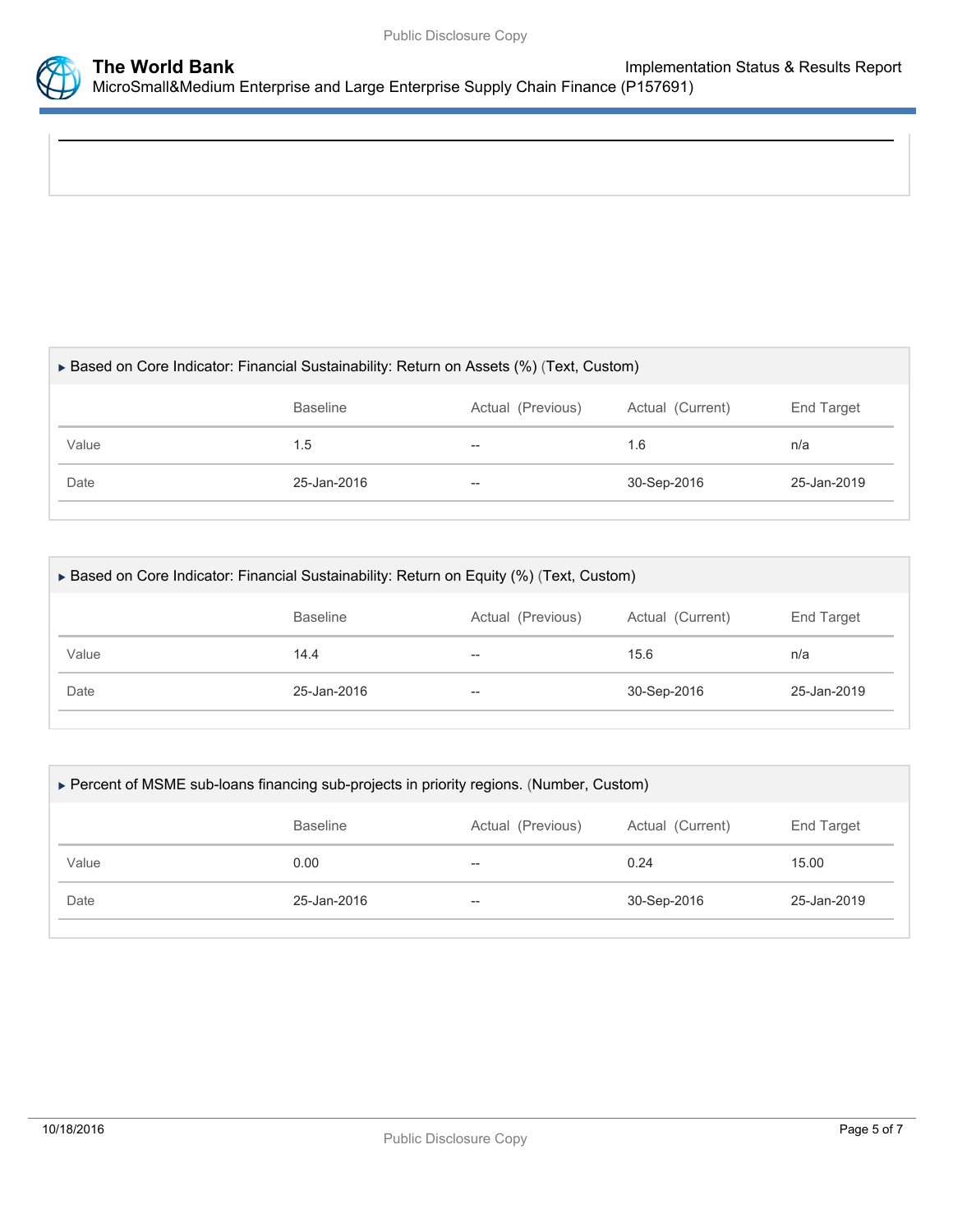▸ Based on Core Indicator: Financial Sustainability: Return on Assets (%) (Text, Custom)

| | Baseline | Actual (Previous) | Actual (Current) | End Target |
|---|---|---|---|---|
| Value | 1.5 | -- | 1.6 | n/a |
| Date | 25-Jan-2016 | -- | 30-Sep-2016 | 25-Jan-2019 |

▸ Based on Core Indicator: Financial Sustainability: Return on Equity (%) (Text, Custom)

| | Baseline | Actual (Previous) | Actual (Current) | End Target |
|---|---|---|---|---|
| Value | 14.4 | -- | 15.6 | n/a |
| Date | 25-Jan-2016 | -- | 30-Sep-2016 | 25-Jan-2019 |

▸ Percent of MSME sub-loans financing sub-projects in priority regions. (Number, Custom)

| | Baseline | Actual (Previous) | Actual (Current) | End Target |
|---|---|---|---|---|
| Value | 0.00 | -- | 0.24 | 15.00 |
| Date | 25-Jan-2016 | -- | 30-Sep-2016 | 25-Jan-2019 |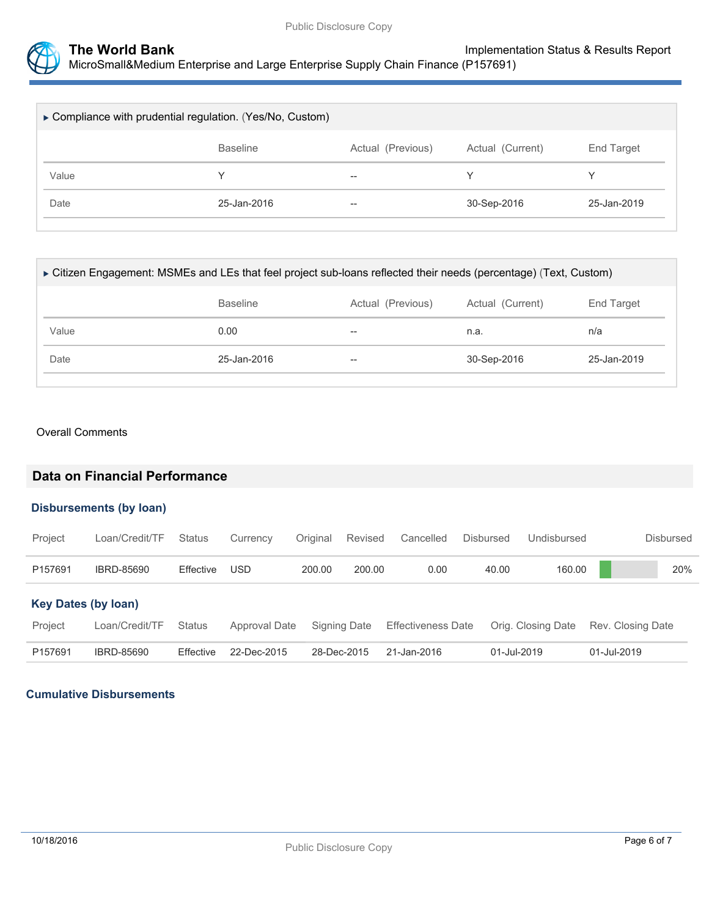▸ Compliance with prudential regulation. (Yes/No, Custom)

| | Baseline | Actual (Previous) | Actual (Current) | End Target |
|---|---|---|---|---|
| Value | Y | -- | Y | Y |
| Date | 25-Jan-2016 | -- | 30-Sep-2016 | 25-Jan-2019 |

▸ Citizen Engagement: MSMEs and LEs that feel project sub-loans reflected their needs (percentage) (Text, Custom)

| | Baseline | Actual (Previous) | Actual (Current) | End Target |
|---|---|---|---|---|
| Value | 0.00 | -- | n.a. | n/a |
| Date | 25-Jan-2016 | -- | 30-Sep-2016 | 25-Jan-2019 |

Overall Comments

## Data on Financial Performance

### Disbursements (by loan)

| Project | Loan/Credit/TF | Status | Currency | Original | Revised | Cancelled | Disbursed | Undisbursed | Disbursed |
|---|---|---|---|---|---|---|---|---|---|
| P157691 | IBRD-85690 | Effective | USD | 200.00 | 200.00 | 0.00 | 40.00 | 160.00 | 20% |

### Key Dates (by loan)

| Project | Loan/Credit/TF | Status | Approval Date | Signing Date | Effectiveness Date | Orig. Closing Date | Rev. Closing Date |
|---|---|---|---|---|---|---|---|
| P157691 | IBRD-85690 | Effective | 22-Dec-2015 | 28-Dec-2015 | 21-Jan-2016 | 01-Jul-2019 | 01-Jul-2019 |

### Cumulative Disbursements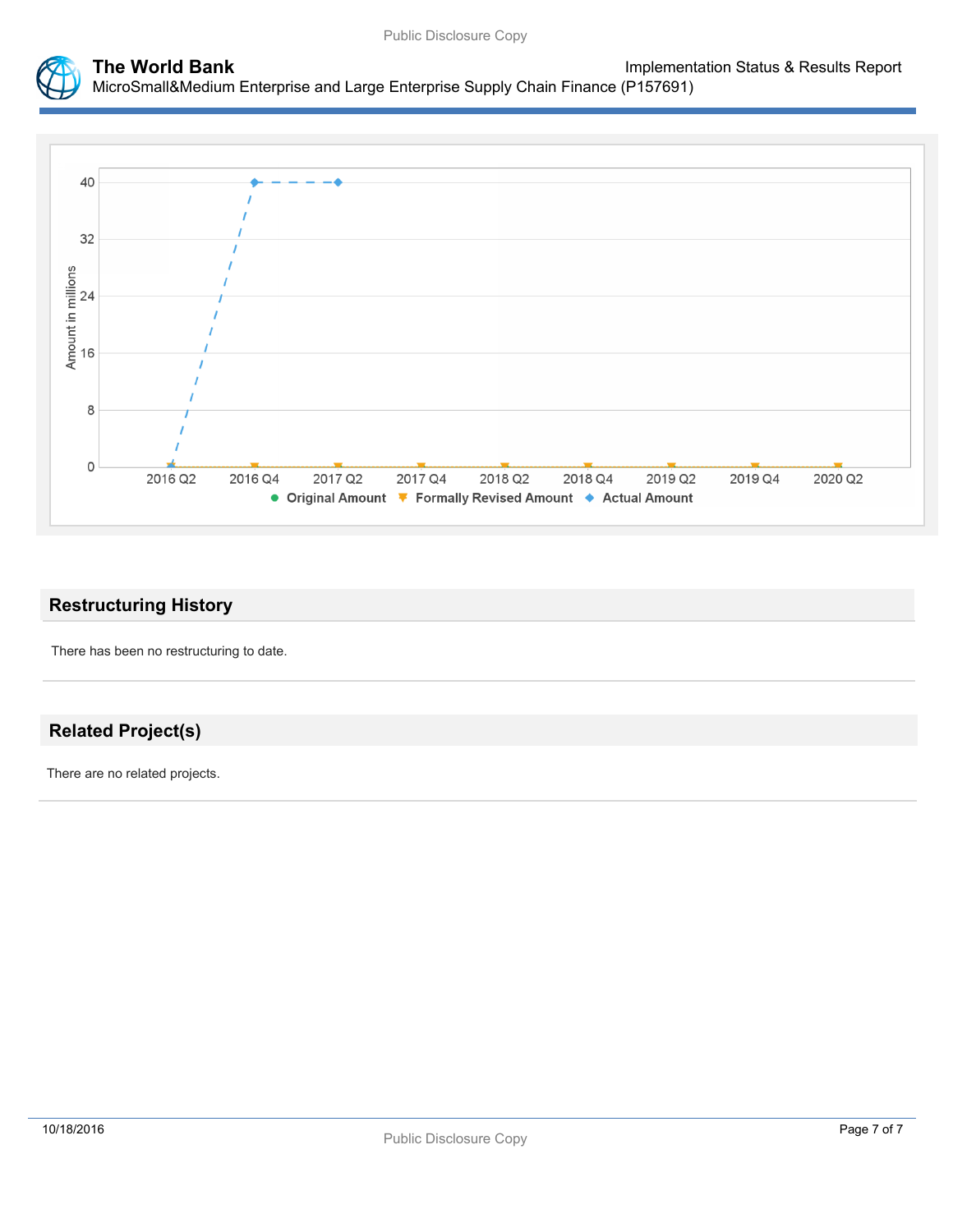40
32
24
16
8
0

Amount in millions

2016 Q2 2016 Q4 2017 Q2 2017 Q4 2018 Q2 2018 Q4 2019 Q2 2019 Q4 2020 Q2

Original Amount Formally Revised Amount Actual Amount

## Restructuring History

There has been no restructuring to date.

## Related Project(s)

There are no related projects.